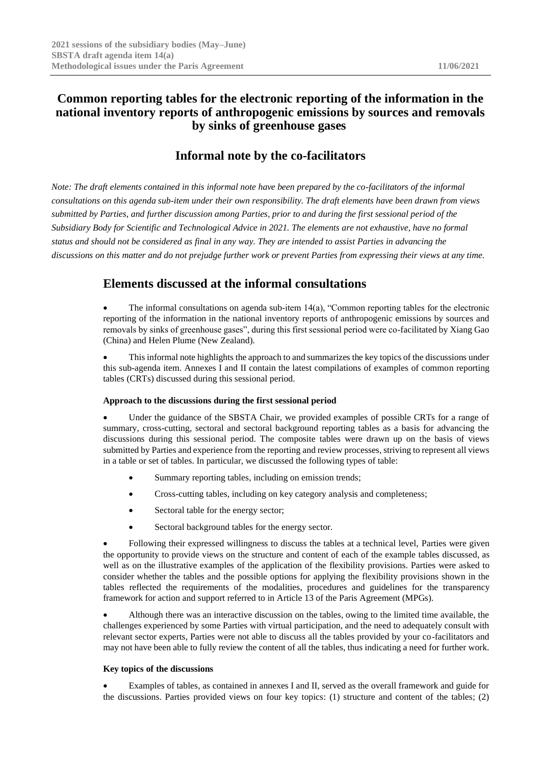# Common reporting tables for the electronic reporting of the information in the national inventory reports of anthropogenic emissions by sources and removals by sinks of greenhouse gases

## Informal note by the co-facilitators

*Note: The draft elements contained in this informal note have been prepared by the co-facilitators of the informal consultations on this agenda sub-item under their own responsibility. The draft elements have been drawn from views submitted by Parties, and further discussion among Parties, prior to and during the first sessional period of the Subsidiary Body for Scientific and Technological Advice in 2021. The elements are not exhaustive, have no formal status and should not be considered as final in any way. They are intended to assist Parties in advancing the discussions on this matter and do not prejudge further work or prevent Parties from expressing their views at any time.*

## Elements discussed at the informal consultations

- The informal consultations on agenda sub-item 14(a), "Common reporting tables for the electronic reporting of the information in the national inventory reports of anthropogenic emissions by sources and removals by sinks of greenhouse gases", during this first sessional period were co-facilitated by Xiang Gao (China) and Helen Plume (New Zealand).

- This informal note highlights the approach to and summarizes the key topics of the discussions under this sub-agenda item. Annexes I and II contain the latest compilations of examples of common reporting tables (CRTs) discussed during this sessional period.

### Approach to the discussions during the first sessional period

- Under the guidance of the SBSTA Chair, we provided examples of possible CRTs for a range of summary, cross-cutting, sectoral and sectoral background reporting tables as a basis for advancing the discussions during this sessional period. The composite tables were drawn up on the basis of views submitted by Parties and experience from the reporting and review processes, striving to represent all views in a table or set of tables. In particular, we discussed the following types of table:
    - Summary reporting tables, including on emission trends;
    - Cross-cutting tables, including on key category analysis and completeness;
    - Sectoral table for the energy sector;
    - Sectoral background tables for the energy sector.

- Following their expressed willingness to discuss the tables at a technical level, Parties were given the opportunity to provide views on the structure and content of each of the example tables discussed, as well as on the illustrative examples of the application of the flexibility provisions. Parties were asked to consider whether the tables and the possible options for applying the flexibility provisions shown in the tables reflected the requirements of the modalities, procedures and guidelines for the transparency framework for action and support referred to in Article 13 of the Paris Agreement (MPGs).

- Although there was an interactive discussion on the tables, owing to the limited time available, the challenges experienced by some Parties with virtual participation, and the need to adequately consult with relevant sector experts, Parties were not able to discuss all the tables provided by your co-facilitators and may not have been able to fully review the content of all the tables, thus indicating a need for further work.

### Key topics of the discussions

- Examples of tables, as contained in annexes I and II, served as the overall framework and guide for the discussions. Parties provided views on four key topics: (1) structure and content of the tables; (2)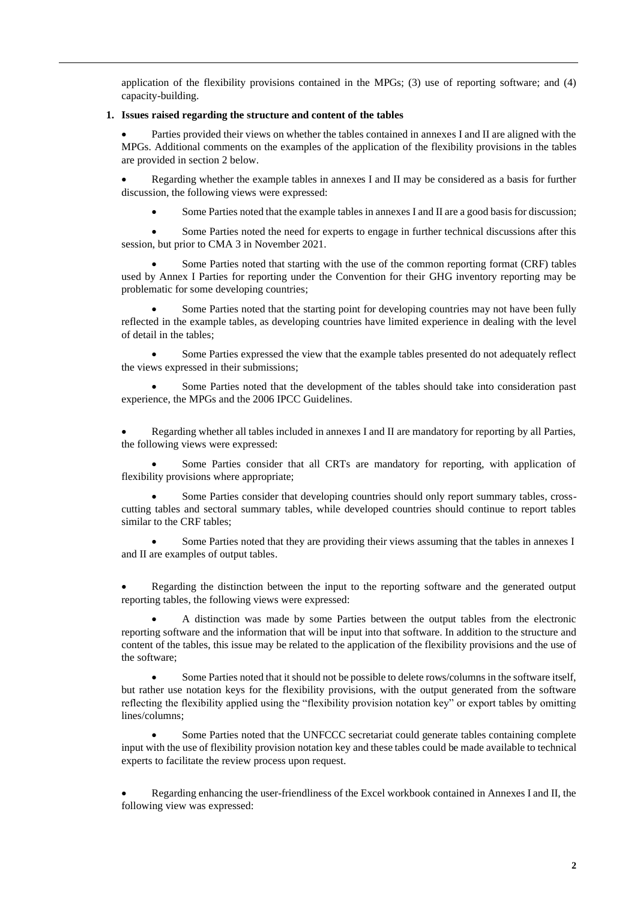application of the flexibility provisions contained in the MPGs; (3) use of reporting software; and (4) capacity-building.

**1. Issues raised regarding the structure and content of the tables**

- Parties provided their views on whether the tables contained in annexes I and II are aligned with the MPGs. Additional comments on the examples of the application of the flexibility provisions in the tables are provided in section 2 below.

- Regarding whether the example tables in annexes I and II may be considered as a basis for further discussion, the following views were expressed:

    - Some Parties noted that the example tables in annexes I and II are a good basis for discussion;

    - Some Parties noted the need for experts to engage in further technical discussions after this session, but prior to CMA 3 in November 2021.

    - Some Parties noted that starting with the use of the common reporting format (CRF) tables used by Annex I Parties for reporting under the Convention for their GHG inventory reporting may be problematic for some developing countries;

    - Some Parties noted that the starting point for developing countries may not have been fully reflected in the example tables, as developing countries have limited experience in dealing with the level of detail in the tables;

    - Some Parties expressed the view that the example tables presented do not adequately reflect the views expressed in their submissions;

    - Some Parties noted that the development of the tables should take into consideration past experience, the MPGs and the 2006 IPCC Guidelines.

- Regarding whether all tables included in annexes I and II are mandatory for reporting by all Parties, the following views were expressed:

    - Some Parties consider that all CRTs are mandatory for reporting, with application of flexibility provisions where appropriate;

    - Some Parties consider that developing countries should only report summary tables, cross-cutting tables and sectoral summary tables, while developed countries should continue to report tables similar to the CRF tables;

    - Some Parties noted that they are providing their views assuming that the tables in annexes I and II are examples of output tables.

- Regarding the distinction between the input to the reporting software and the generated output reporting tables, the following views were expressed:

    - A distinction was made by some Parties between the output tables from the electronic reporting software and the information that will be input into that software. In addition to the structure and content of the tables, this issue may be related to the application of the flexibility provisions and the use of the software;

    - Some Parties noted that it should not be possible to delete rows/columns in the software itself, but rather use notation keys for the flexibility provisions, with the output generated from the software reflecting the flexibility applied using the "flexibility provision notation key" or export tables by omitting lines/columns;

    - Some Parties noted that the UNFCCC secretariat could generate tables containing complete input with the use of flexibility provision notation key and these tables could be made available to technical experts to facilitate the review process upon request.

- Regarding enhancing the user-friendliness of the Excel workbook contained in Annexes I and II, the following view was expressed: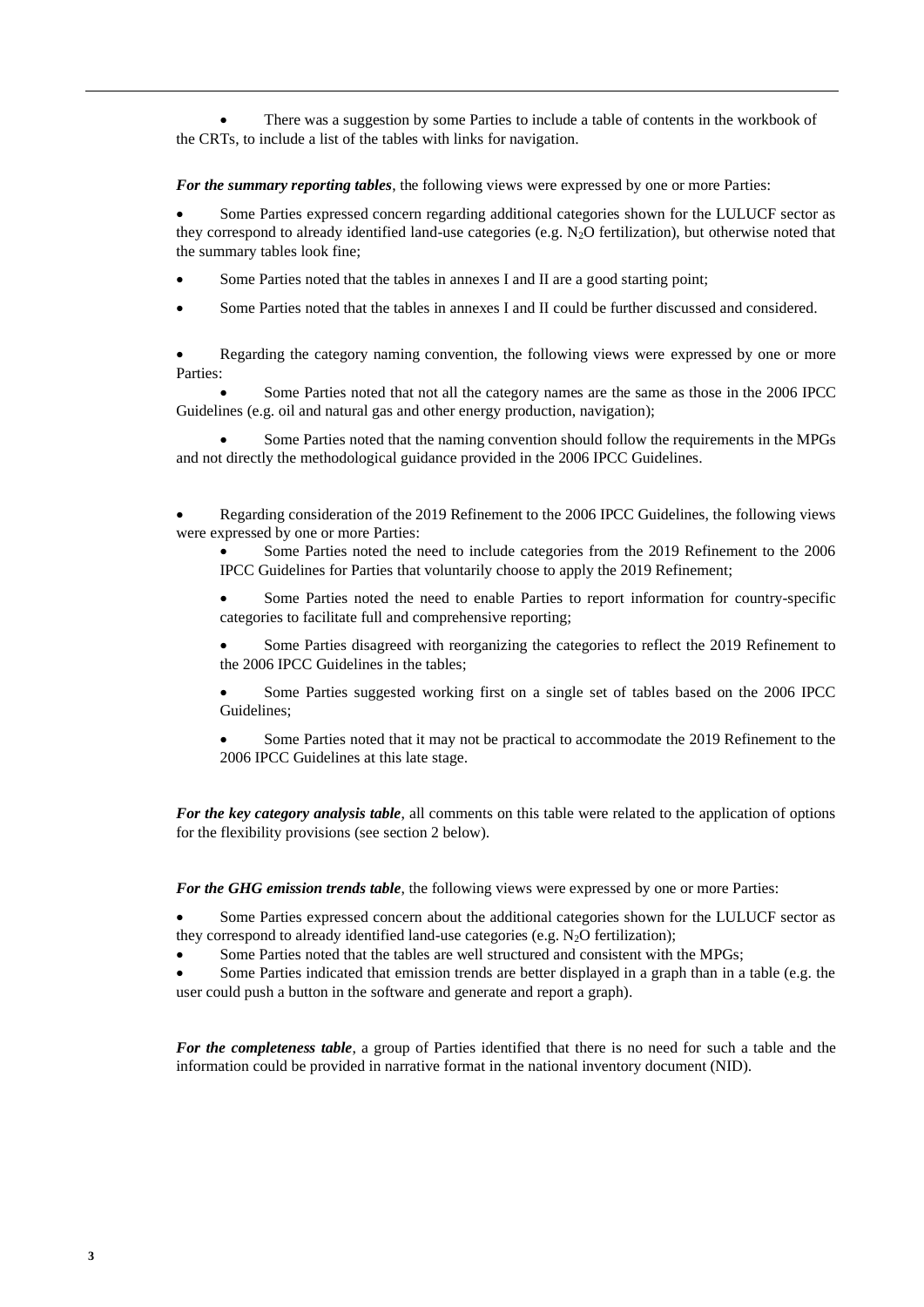- There was a suggestion by some Parties to include a table of contents in the workbook of the CRTs, to include a list of the tables with links for navigation.

***For the summary reporting tables***, the following views were expressed by one or more Parties:

- Some Parties expressed concern regarding additional categories shown for the LULUCF sector as they correspond to already identified land-use categories (e.g. $N_2O$ fertilization), but otherwise noted that the summary tables look fine;
- Some Parties noted that the tables in annexes I and II are a good starting point;
- Some Parties noted that the tables in annexes I and II could be further discussed and considered.

- Regarding the category naming convention, the following views were expressed by one or more Parties:
  - Some Parties noted that not all the category names are the same as those in the 2006 IPCC Guidelines (e.g. oil and natural gas and other energy production, navigation);
  - Some Parties noted that the naming convention should follow the requirements in the MPGs and not directly the methodological guidance provided in the 2006 IPCC Guidelines.

- Regarding consideration of the 2019 Refinement to the 2006 IPCC Guidelines, the following views were expressed by one or more Parties:
  - Some Parties noted the need to include categories from the 2019 Refinement to the 2006 IPCC Guidelines for Parties that voluntarily choose to apply the 2019 Refinement;
  - Some Parties noted the need to enable Parties to report information for country-specific categories to facilitate full and comprehensive reporting;
  - Some Parties disagreed with reorganizing the categories to reflect the 2019 Refinement to the 2006 IPCC Guidelines in the tables;
  - Some Parties suggested working first on a single set of tables based on the 2006 IPCC Guidelines;
  - Some Parties noted that it may not be practical to accommodate the 2019 Refinement to the 2006 IPCC Guidelines at this late stage.

***For the key category analysis table***, all comments on this table were related to the application of options for the flexibility provisions (see section 2 below).

***For the GHG emission trends table***, the following views were expressed by one or more Parties:

- Some Parties expressed concern about the additional categories shown for the LULUCF sector as they correspond to already identified land-use categories (e.g. $N_2O$ fertilization);
- Some Parties noted that the tables are well structured and consistent with the MPGs;
- Some Parties indicated that emission trends are better displayed in a graph than in a table (e.g. the user could push a button in the software and generate and report a graph).

***For the completeness table***, a group of Parties identified that there is no need for such a table and the information could be provided in narrative format in the national inventory document (NID).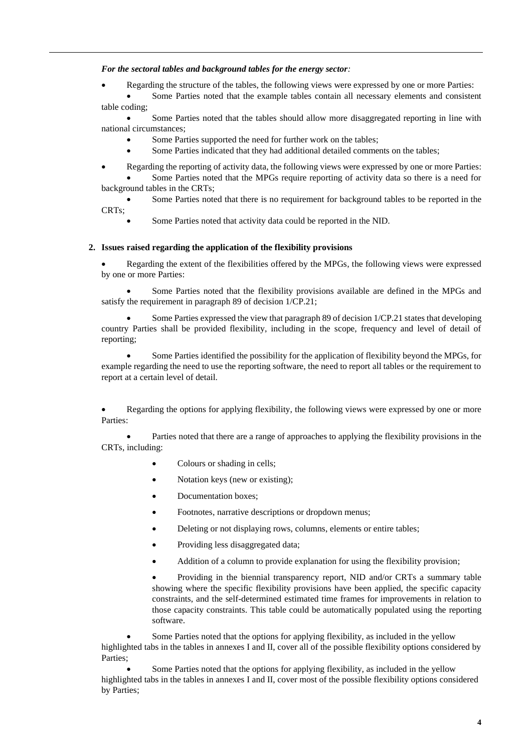*For the sectoral tables and background tables for the energy sector:*

- Regarding the structure of the tables, the following views were expressed by one or more Parties:
  - Some Parties noted that the example tables contain all necessary elements and consistent table coding;
  - Some Parties noted that the tables should allow more disaggregated reporting in line with national circumstances;
  - Some Parties supported the need for further work on the tables;
  - Some Parties indicated that they had additional detailed comments on the tables;
- Regarding the reporting of activity data, the following views were expressed by one or more Parties:
  - Some Parties noted that the MPGs require reporting of activity data so there is a need for background tables in the CRTs;
  - Some Parties noted that there is no requirement for background tables to be reported in the CRTs;
  - Some Parties noted that activity data could be reported in the NID.

**2. Issues raised regarding the application of the flexibility provisions**

- Regarding the extent of the flexibilities offered by the MPGs, the following views were expressed by one or more Parties:
  - Some Parties noted that the flexibility provisions available are defined in the MPGs and satisfy the requirement in paragraph 89 of decision 1/CP.21;
  - Some Parties expressed the view that paragraph 89 of decision 1/CP.21 states that developing country Parties shall be provided flexibility, including in the scope, frequency and level of detail of reporting;
  - Some Parties identified the possibility for the application of flexibility beyond the MPGs, for example regarding the need to use the reporting software, the need to report all tables or the requirement to report at a certain level of detail.
- Regarding the options for applying flexibility, the following views were expressed by one or more Parties:
  - Parties noted that there are a range of approaches to applying the flexibility provisions in the CRTs, including:
    - Colours or shading in cells;
    - Notation keys (new or existing);
    - Documentation boxes;
    - Footnotes, narrative descriptions or dropdown menus;
    - Deleting or not displaying rows, columns, elements or entire tables;
    - Providing less disaggregated data;
    - Addition of a column to provide explanation for using the flexibility provision;
    - Providing in the biennial transparency report, NID and/or CRTs a summary table showing where the specific flexibility provisions have been applied, the specific capacity constraints, and the self-determined estimated time frames for improvements in relation to those capacity constraints. This table could be automatically populated using the reporting software.
  - Some Parties noted that the options for applying flexibility, as included in the yellow highlighted tabs in the tables in annexes I and II, cover all of the possible flexibility options considered by Parties;
  - Some Parties noted that the options for applying flexibility, as included in the yellow highlighted tabs in the tables in annexes I and II, cover most of the possible flexibility options considered by Parties;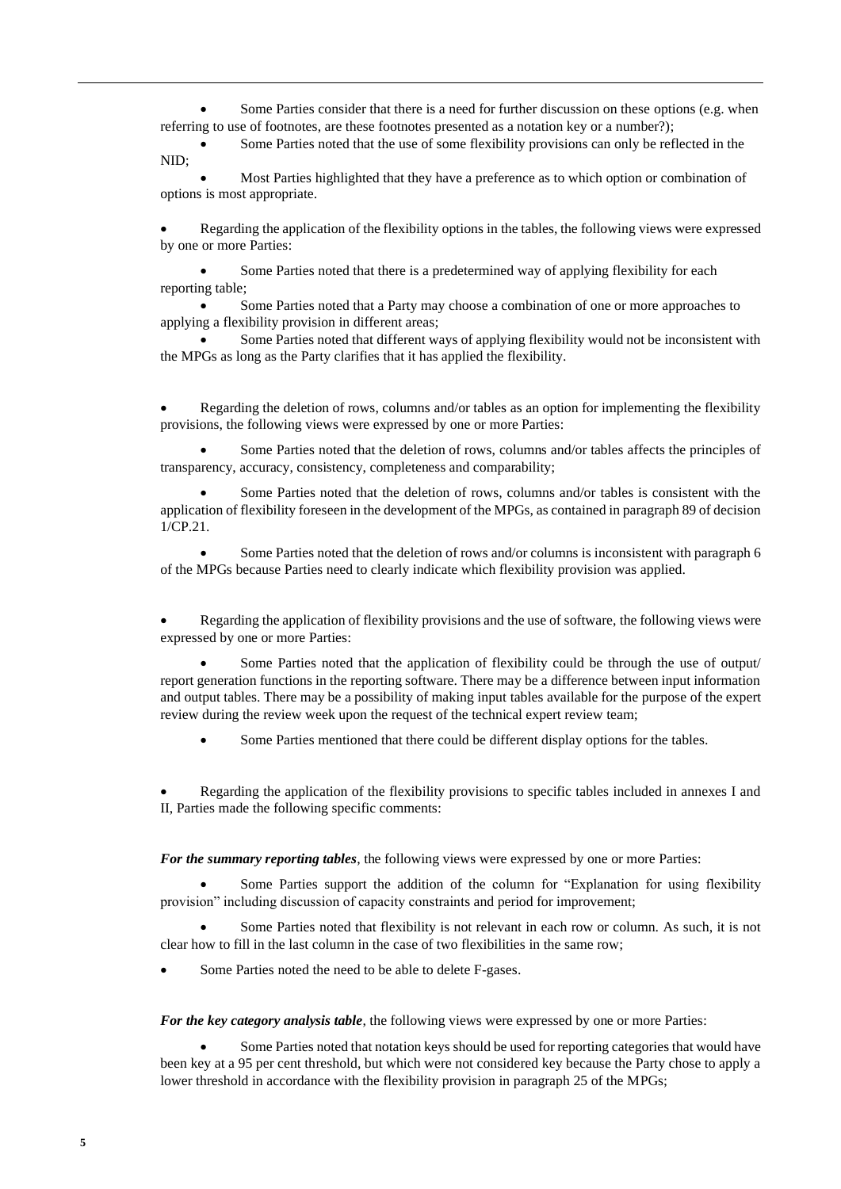- Some Parties consider that there is a need for further discussion on these options (e.g. when referring to use of footnotes, are these footnotes presented as a notation key or a number?);
- Some Parties noted that the use of some flexibility provisions can only be reflected in the NID;
- Most Parties highlighted that they have a preference as to which option or combination of options is most appropriate.

- Regarding the application of the flexibility options in the tables, the following views were expressed by one or more Parties:
  - Some Parties noted that there is a predetermined way of applying flexibility for each reporting table;
  - Some Parties noted that a Party may choose a combination of one or more approaches to applying a flexibility provision in different areas;
  - Some Parties noted that different ways of applying flexibility would not be inconsistent with the MPGs as long as the Party clarifies that it has applied the flexibility.

- Regarding the deletion of rows, columns and/or tables as an option for implementing the flexibility provisions, the following views were expressed by one or more Parties:
  - Some Parties noted that the deletion of rows, columns and/or tables affects the principles of transparency, accuracy, consistency, completeness and comparability;
  - Some Parties noted that the deletion of rows, columns and/or tables is consistent with the application of flexibility foreseen in the development of the MPGs, as contained in paragraph 89 of decision 1/CP.21.
  - Some Parties noted that the deletion of rows and/or columns is inconsistent with paragraph 6 of the MPGs because Parties need to clearly indicate which flexibility provision was applied.

- Regarding the application of flexibility provisions and the use of software, the following views were expressed by one or more Parties:
  - Some Parties noted that the application of flexibility could be through the use of output/ report generation functions in the reporting software. There may be a difference between input information and output tables. There may be a possibility of making input tables available for the purpose of the expert review during the review week upon the request of the technical expert review team;
  - Some Parties mentioned that there could be different display options for the tables.

- Regarding the application of the flexibility provisions to specific tables included in annexes I and II, Parties made the following specific comments:

***For the summary reporting tables***, the following views were expressed by one or more Parties:

- Some Parties support the addition of the column for "Explanation for using flexibility provision" including discussion of capacity constraints and period for improvement;
- Some Parties noted that flexibility is not relevant in each row or column. As such, it is not clear how to fill in the last column in the case of two flexibilities in the same row;
- Some Parties noted the need to be able to delete F-gases.

***For the key category analysis table***, the following views were expressed by one or more Parties:

- Some Parties noted that notation keys should be used for reporting categories that would have been key at a 95 per cent threshold, but which were not considered key because the Party chose to apply a lower threshold in accordance with the flexibility provision in paragraph 25 of the MPGs;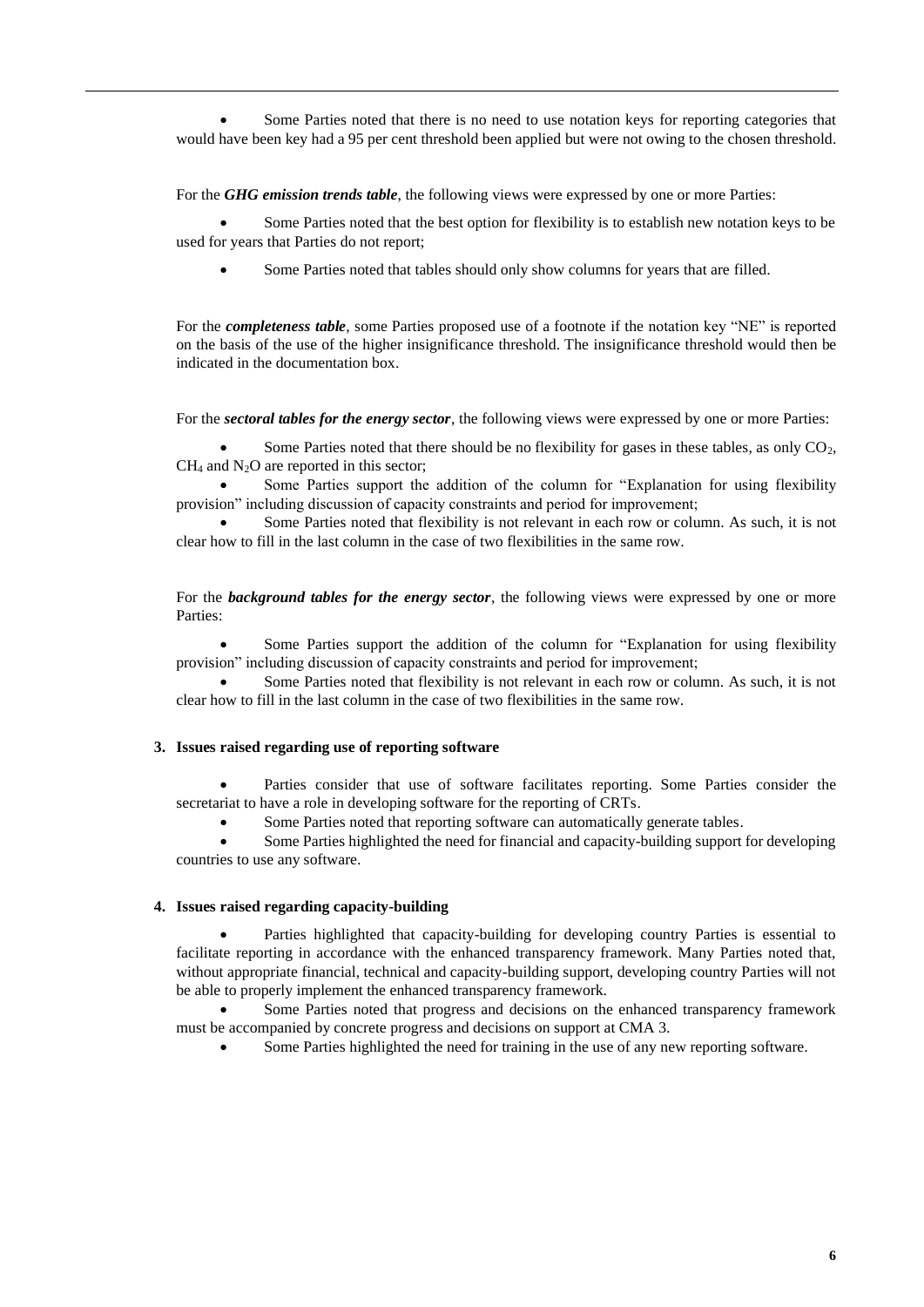- Some Parties noted that there is no need to use notation keys for reporting categories that would have been key had a 95 per cent threshold been applied but were not owing to the chosen threshold.

For the ***GHG emission trends table***, the following views were expressed by one or more Parties:

- Some Parties noted that the best option for flexibility is to establish new notation keys to be used for years that Parties do not report;
- Some Parties noted that tables should only show columns for years that are filled.

For the ***completeness table***, some Parties proposed use of a footnote if the notation key "NE" is reported on the basis of the use of the higher insignificance threshold. The insignificance threshold would then be indicated in the documentation box.

For the ***sectoral tables for the energy sector***, the following views were expressed by one or more Parties:

- Some Parties noted that there should be no flexibility for gases in these tables, as only $CO_2$, $CH_4$ and $N_2O$ are reported in this sector;
- Some Parties support the addition of the column for "Explanation for using flexibility provision" including discussion of capacity constraints and period for improvement;
- Some Parties noted that flexibility is not relevant in each row or column. As such, it is not clear how to fill in the last column in the case of two flexibilities in the same row.

For the ***background tables for the energy sector***, the following views were expressed by one or more Parties:

- Some Parties support the addition of the column for "Explanation for using flexibility provision" including discussion of capacity constraints and period for improvement;
- Some Parties noted that flexibility is not relevant in each row or column. As such, it is not clear how to fill in the last column in the case of two flexibilities in the same row.

### 3. Issues raised regarding use of reporting software

- Parties consider that use of software facilitates reporting. Some Parties consider the secretariat to have a role in developing software for the reporting of CRTs.
- Some Parties noted that reporting software can automatically generate tables.
- Some Parties highlighted the need for financial and capacity-building support for developing countries to use any software.

### 4. Issues raised regarding capacity-building

- Parties highlighted that capacity-building for developing country Parties is essential to facilitate reporting in accordance with the enhanced transparency framework. Many Parties noted that, without appropriate financial, technical and capacity-building support, developing country Parties will not be able to properly implement the enhanced transparency framework.
- Some Parties noted that progress and decisions on the enhanced transparency framework must be accompanied by concrete progress and decisions on support at CMA 3.
- Some Parties highlighted the need for training in the use of any new reporting software.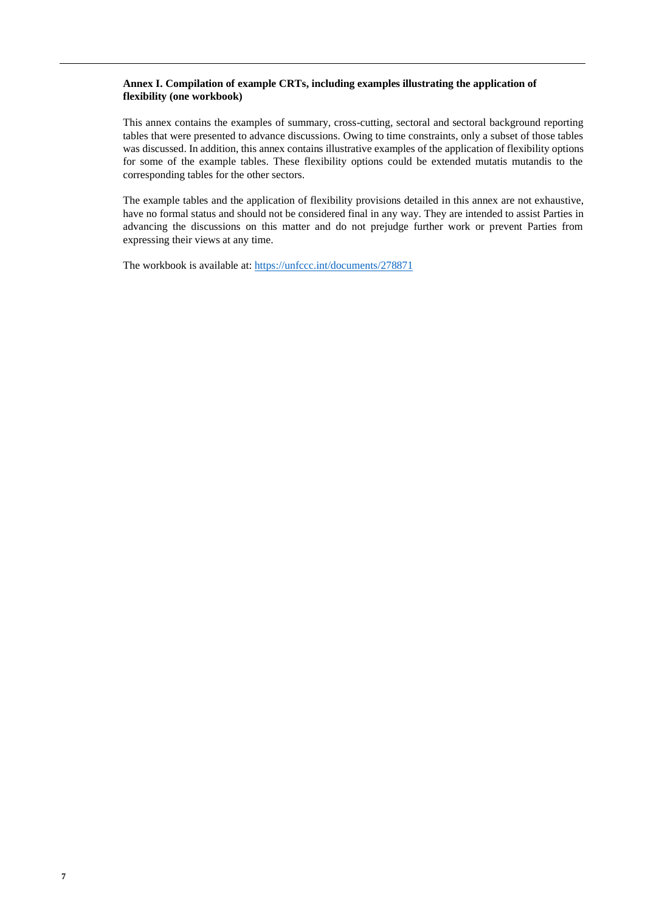### Annex I. Compilation of example CRTs, including examples illustrating the application of flexibility (one workbook)

This annex contains the examples of summary, cross-cutting, sectoral and sectoral background reporting tables that were presented to advance discussions. Owing to time constraints, only a subset of those tables was discussed. In addition, this annex contains illustrative examples of the application of flexibility options for some of the example tables. These flexibility options could be extended mutatis mutandis to the corresponding tables for the other sectors.

The example tables and the application of flexibility provisions detailed in this annex are not exhaustive, have no formal status and should not be considered final in any way. They are intended to assist Parties in advancing the discussions on this matter and do not prejudge further work or prevent Parties from expressing their views at any time.

The workbook is available at: https://unfccc.int/documents/278871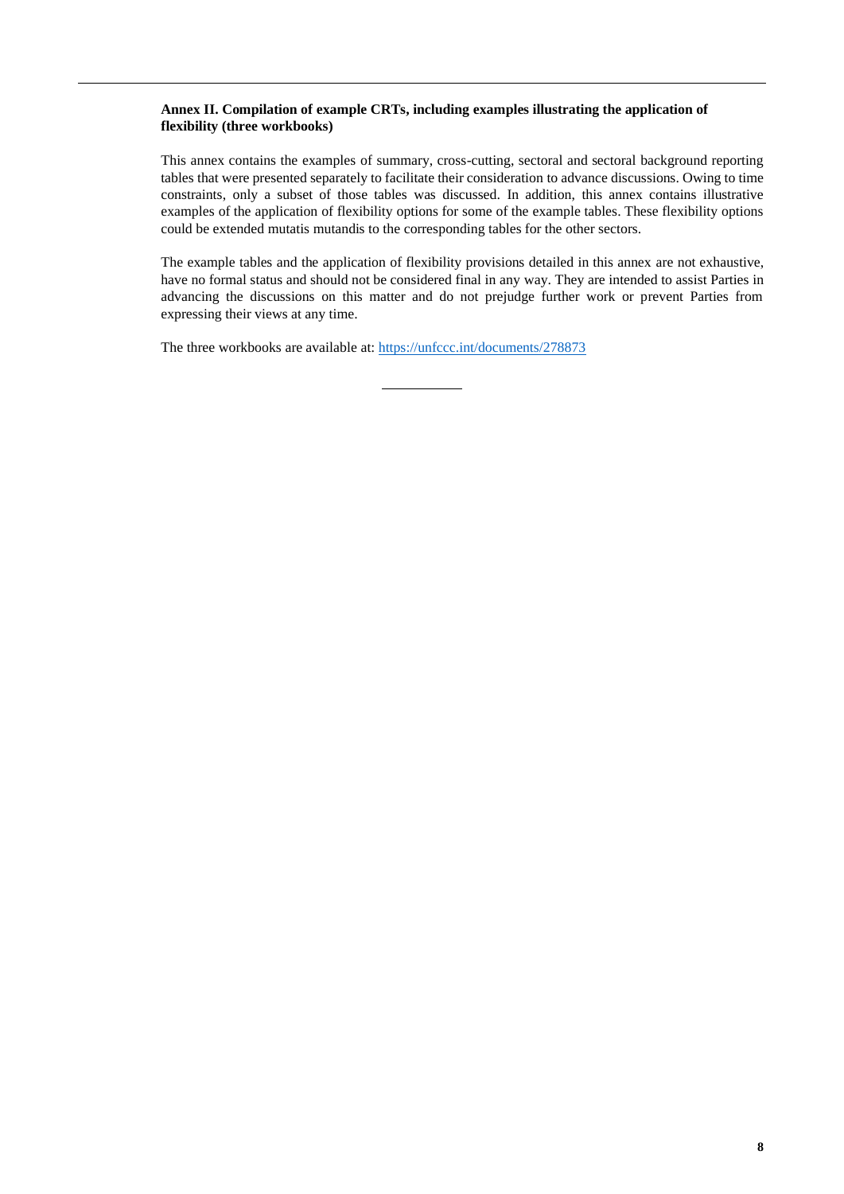## Annex II. Compilation of example CRTs, including examples illustrating the application of flexibility (three workbooks)

This annex contains the examples of summary, cross-cutting, sectoral and sectoral background reporting tables that were presented separately to facilitate their consideration to advance discussions. Owing to time constraints, only a subset of those tables was discussed. In addition, this annex contains illustrative examples of the application of flexibility options for some of the example tables. These flexibility options could be extended mutatis mutandis to the corresponding tables for the other sectors.

The example tables and the application of flexibility provisions detailed in this annex are not exhaustive, have no formal status and should not be considered final in any way. They are intended to assist Parties in advancing the discussions on this matter and do not prejudge further work or prevent Parties from expressing their views at any time.

The three workbooks are available at: https://unfccc.int/documents/278873